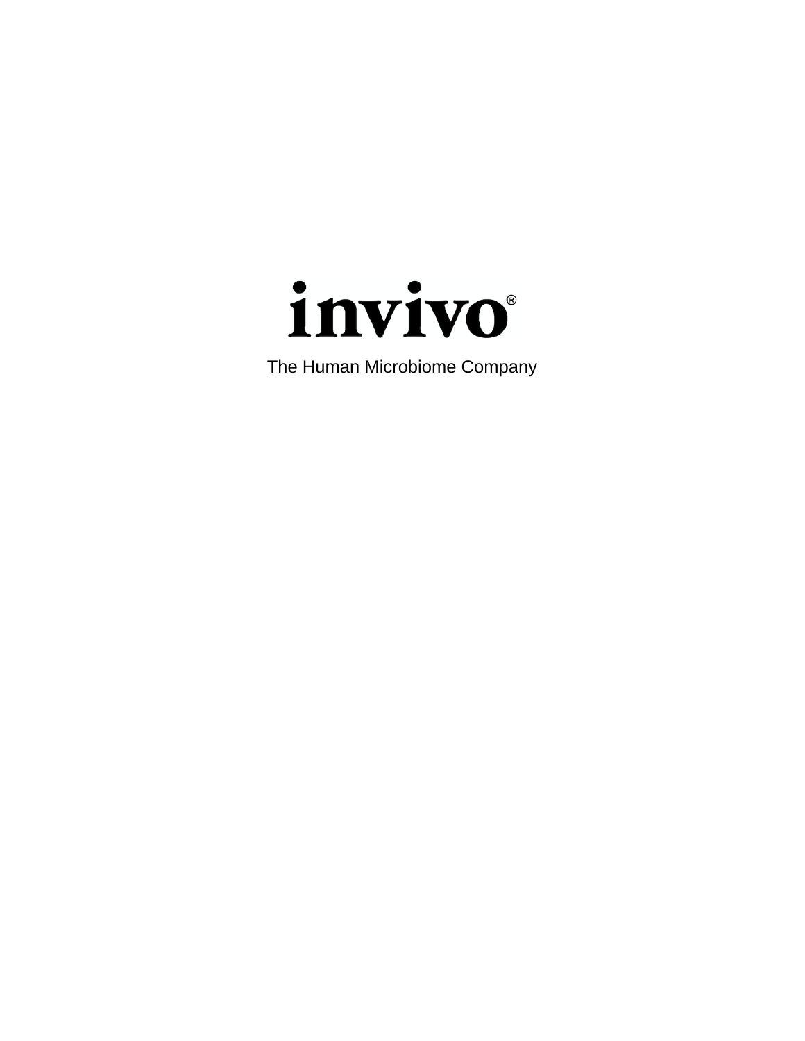# invivo®

The Human Microbiome Company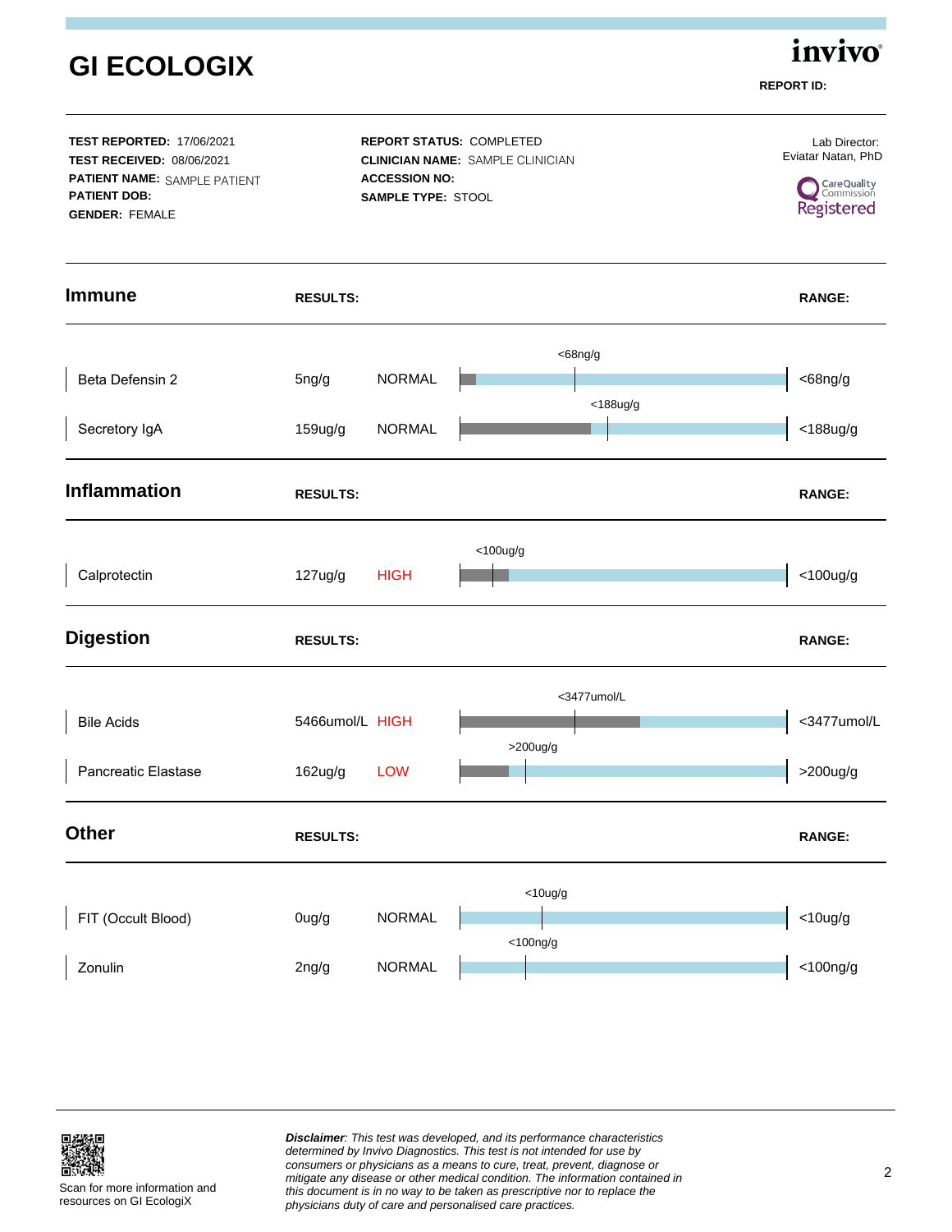# GI ECOLOGIX

**REPORT ID:**

**TEST REPORTED:** 17/06/2021
**TEST RECEIVED:** 08/06/2021
**PATIENT NAME:** SAMPLE PATIENT
**PATIENT DOB:**
**GENDER:** FEMALE

**REPORT STATUS:** COMPLETED
**CLINICIAN NAME:** SAMPLE CLINICIAN
**ACCESSION NO:**
**SAMPLE TYPE:** STOOL

Lab Director:
Eviatar Natan, PhD

CareQuality Commission Registered

## Immune

| | RESULTS: | | RANGE: |
|---|---|---|---|
| Beta Defensin 2 | 5ng/g | NORMAL | <68ng/g |
| Secretory IgA | 159ug/g | NORMAL | <188ug/g |

## Inflammation

| | RESULTS: | | RANGE: |
|---|---|---|---|
| Calprotectin | 127ug/g | HIGH | <100ug/g |

## Digestion

| | RESULTS: | | RANGE: |
|---|---|---|---|
| Bile Acids | 5466umol/L | HIGH | <3477umol/L |
| Pancreatic Elastase | 162ug/g | LOW | >200ug/g |

## Other

| | RESULTS: | | RANGE: |
|---|---|---|---|
| FIT (Occult Blood) | 0ug/g | NORMAL | <10ug/g |
| Zonulin | 2ng/g | NORMAL | <100ng/g |

Scan for more information and resources on GI EcologiX

***Disclaimer**: This test was developed, and its performance characteristics determined by Invivo Diagnostics. This test is not intended for use by consumers or physicians as a means to cure, treat, prevent, diagnose or mitigate any disease or other medical condition. The information contained in this document is in no way to be taken as prescriptive nor to replace the physicians duty of care and personalised care practices.*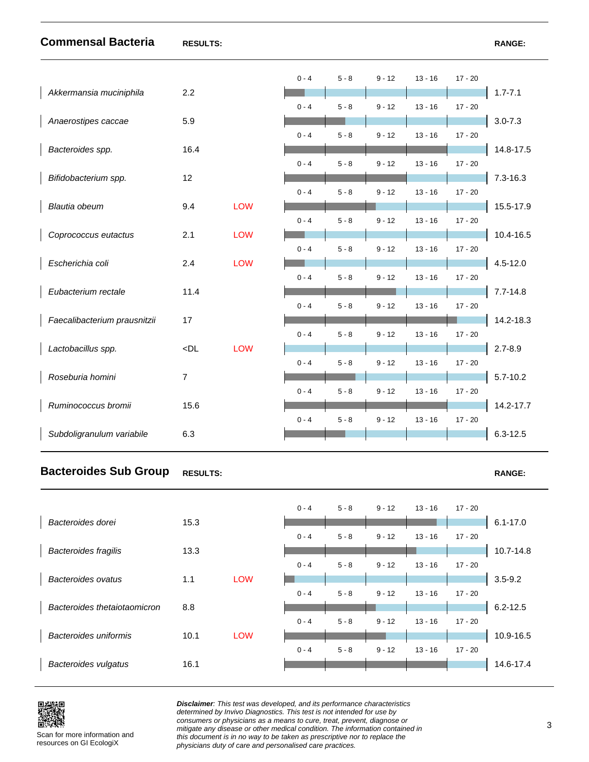## Commensal Bacteria

| Commensal Bacteria | RESULTS: | | RANGE: |
|---|---|---|---|
| *Akkermansia muciniphila* | 2.2 | | 1.7-7.1 |
| *Anaerostipes caccae* | 5.9 | | 3.0-7.3 |
| *Bacteroides spp.* | 16.4 | | 14.8-17.5 |
| *Bifidobacterium spp.* | 12 | | 7.3-16.3 |
| *Blautia obeum* | 9.4 | LOW | 15.5-17.9 |
| *Coprococcus eutactus* | 2.1 | LOW | 10.4-16.5 |
| *Escherichia coli* | 2.4 | LOW | 4.5-12.0 |
| *Eubacterium rectale* | 11.4 | | 7.7-14.8 |
| *Faecalibacterium prausnitzii* | 17 | | 14.2-18.3 |
| *Lactobacillus spp.* | <DL | LOW | 2.7-8.9 |
| *Roseburia homini* | 7 | | 5.7-10.2 |
| *Ruminococcus bromii* | 15.6 | | 14.2-17.7 |
| *Subdoligranulum variabile* | 6.3 | | 6.3-12.5 |

0 - 4
5 - 8
9 - 12
13 - 16
17 - 20

## Bacteroides Sub Group

| Bacteroides Sub Group | RESULTS: | | RANGE: |
|---|---|---|---|
| *Bacteroides dorei* | 15.3 | | 6.1-17.0 |
| *Bacteroides fragilis* | 13.3 | | 10.7-14.8 |
| *Bacteroides ovatus* | 1.1 | LOW | 3.5-9.2 |
| *Bacteroides thetaiotaomicron* | 8.8 | | 6.2-12.5 |
| *Bacteroides uniformis* | 10.1 | LOW | 10.9-16.5 |
| *Bacteroides vulgatus* | 16.1 | | 14.6-17.4 |

0 - 4
5 - 8
9 - 12
13 - 16
17 - 20

Scan for more information and resources on GI EcologiX

***Disclaimer**: This test was developed, and its performance characteristics determined by Invivo Diagnostics. This test is not intended for use by consumers or physicians as a means to cure, treat, prevent, diagnose or mitigate any disease or other medical condition. The information contained in this document is in no way to be taken as prescriptive nor to replace the physicians duty of care and personalised care practices.*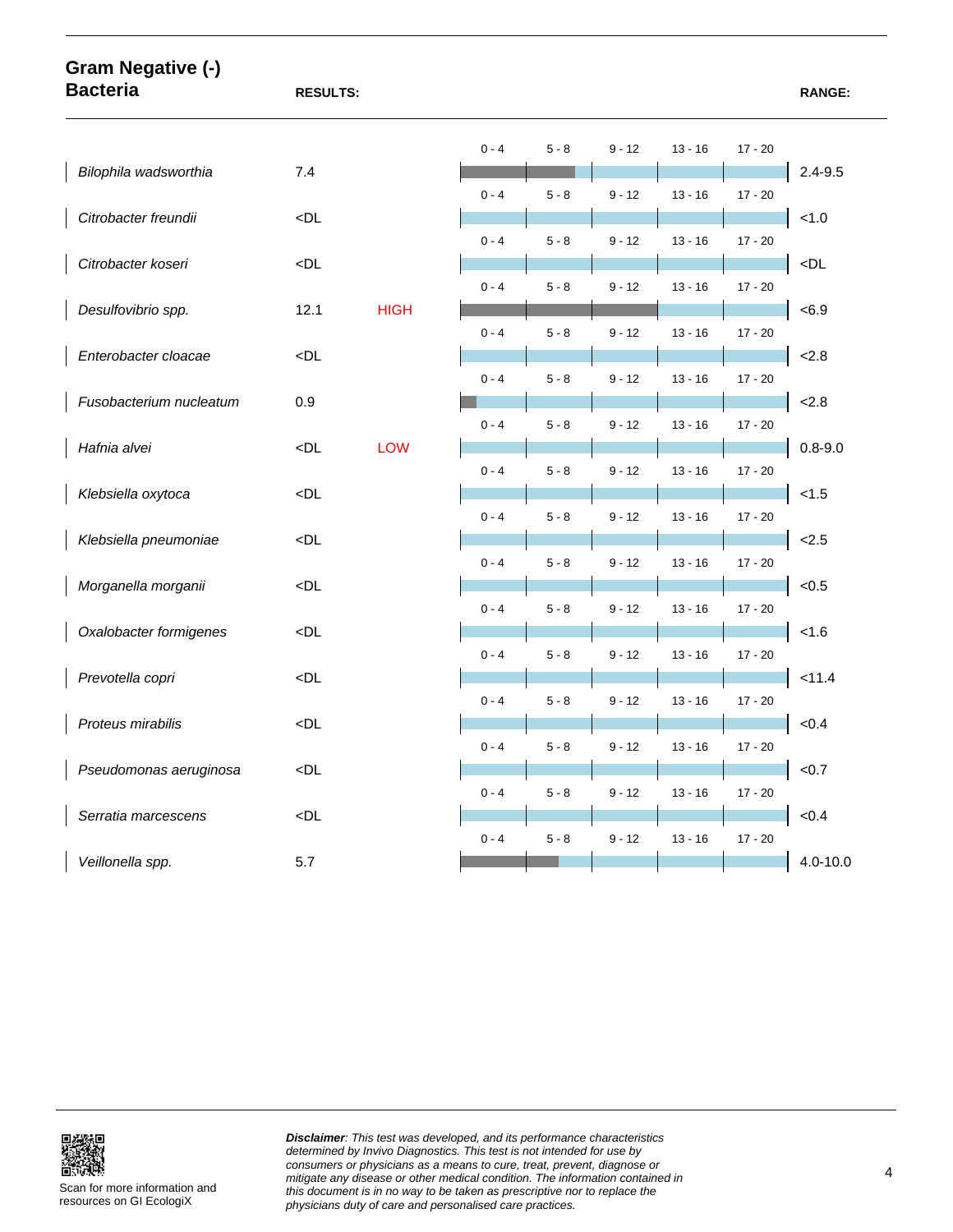## Gram Negative (-) Bacteria

| Bacteria | Results | | Range |
| --- | --- | --- | --- |
| *Bilophila wadsworthia* | 7.4 | | 2.4-9.5 |
| *Citrobacter freundii* | <DL | | <1.0 |
| *Citrobacter koseri* | <DL | | <DL |
| *Desulfovibrio spp.* | 12.1 | HIGH | <6.9 |
| *Enterobacter cloacae* | <DL | | <2.8 |
| *Fusobacterium nucleatum* | 0.9 | | <2.8 |
| *Hafnia alvei* | <DL | LOW | 0.8-9.0 |
| *Klebsiella oxytoca* | <DL | | <1.5 |
| *Klebsiella pneumoniae* | <DL | | <2.5 |
| *Morganella morganii* | <DL | | <0.5 |
| *Oxalobacter formigenes* | <DL | | <1.6 |
| *Prevotella copri* | <DL | | <11.4 |
| *Proteus mirabilis* | <DL | | <0.4 |
| *Pseudomonas aeruginosa* | <DL | | <0.7 |
| *Serratia marcescens* | <DL | | <0.4 |
| *Veillonella spp.* | 5.7 | | 4.0-10.0 |

Scan for more information and resources on GI EcologiX

***Disclaimer**: This test was developed, and its performance characteristics determined by Invivo Diagnostics. This test is not intended for use by consumers or physicians as a means to cure, treat, prevent, diagnose or mitigate any disease or other medical condition. The information contained in this document is in no way to be taken as prescriptive nor to replace the physicians duty of care and personalised care practices.*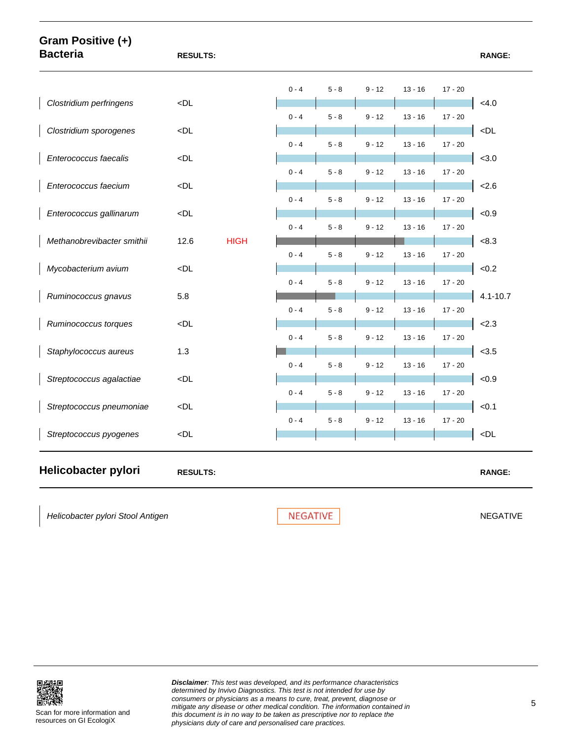## Gram Positive (+) Bacteria

| Gram Positive (+) Bacteria | RESULTS: | | RANGE: |
| --- | --- | --- | --- |
| *Clostridium perfringens* | <DL | | <4.0 |
| *Clostridium sporogenes* | <DL | | <DL |
| *Enterococcus faecalis* | <DL | | <3.0 |
| *Enterococcus faecium* | <DL | | <2.6 |
| *Enterococcus gallinarum* | <DL | | <0.9 |
| *Methanobrevibacter smithii* | 12.6 | HIGH | <8.3 |
| *Mycobacterium avium* | <DL | | <0.2 |
| *Ruminococcus gnavus* | 5.8 | | 4.1-10.7 |
| *Ruminococcus torques* | <DL | | <2.3 |
| *Staphylococcus aureus* | 1.3 | | <3.5 |
| *Streptococcus agalactiae* | <DL | | <0.9 |
| *Streptococcus pneumoniae* | <DL | | <0.1 |
| *Streptococcus pyogenes* | <DL | | <DL |

0 - 4 5 - 8 9 - 12 13 - 16 17 - 20

## Helicobacter pylori

| Helicobacter pylori | RESULTS: | RANGE: |
| --- | --- | --- |
| *Helicobacter pylori Stool Antigen* | NEGATIVE | NEGATIVE |

Scan for more information and resources on GI EcologiX

***Disclaimer***: *This test was developed, and its performance characteristics determined by Invivo Diagnostics. This test is not intended for use by consumers or physicians as a means to cure, treat, prevent, diagnose or mitigate any disease or other medical condition. The information contained in this document is in no way to be taken as prescriptive nor to replace the physicians duty of care and personalised care practices.*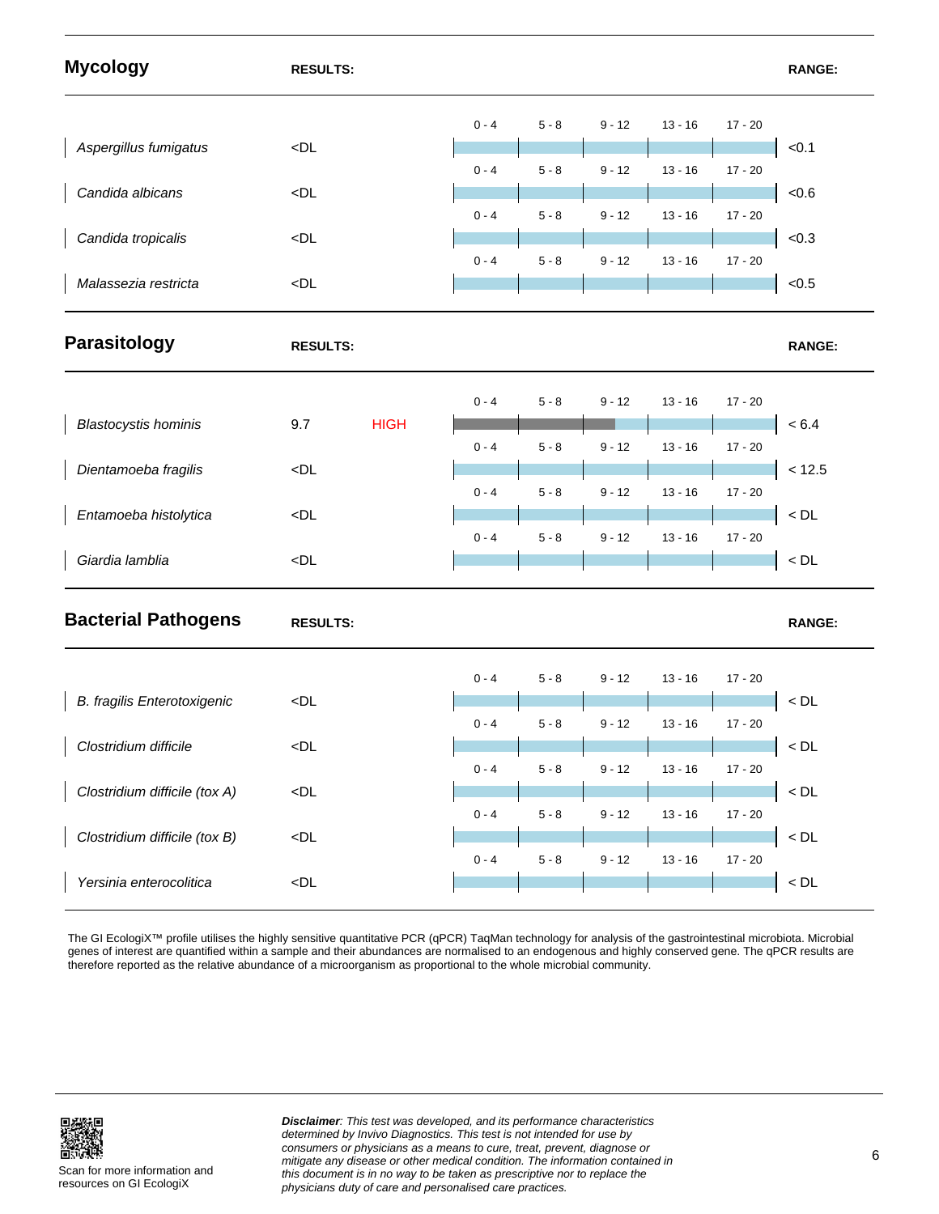## Mycology

| | RESULTS: | | RANGE: |
|---|---|---|---|
| *Aspergillus fumigatus* | <DL | | <0.1 |
| *Candida albicans* | <DL | | <0.6 |
| *Candida tropicalis* | <DL | | <0.3 |
| *Malassezia restricta* | <DL | | <0.5 |

## Parasitology

| | RESULTS: | | RANGE: |
|---|---|---|---|
| *Blastocystis hominis* | 9.7 | HIGH | < 6.4 |
| *Dientamoeba fragilis* | <DL | | < 12.5 |
| *Entamoeba histolytica* | <DL | | < DL |
| *Giardia lamblia* | <DL | | < DL |

## Bacterial Pathogens

| | RESULTS: | | RANGE: |
|---|---|---|---|
| *B. fragilis Enterotoxigenic* | <DL | | < DL |
| *Clostridium difficile* | <DL | | < DL |
| *Clostridium difficile (tox A)* | <DL | | < DL |
| *Clostridium difficile (tox B)* | <DL | | < DL |
| *Yersinia enterocolitica* | <DL | | < DL |

Scale: 0 - 4, 5 - 8, 9 - 12, 13 - 16, 17 - 20

The GI EcologiX™ profile utilises the highly sensitive quantitative PCR (qPCR) TaqMan technology for analysis of the gastrointestinal microbiota. Microbial genes of interest are quantified within a sample and their abundances are normalised to an endogenous and highly conserved gene. The qPCR results are therefore reported as the relative abundance of a microorganism as proportional to the whole microbial community.

Scan for more information and resources on GI EcologiX

***Disclaimer****: This test was developed, and its performance characteristics determined by Invivo Diagnostics. This test is not intended for use by consumers or physicians as a means to cure, treat, prevent, diagnose or mitigate any disease or other medical condition. The information contained in this document is in no way to be taken as prescriptive nor to replace the physicians duty of care and personalised care practices.*